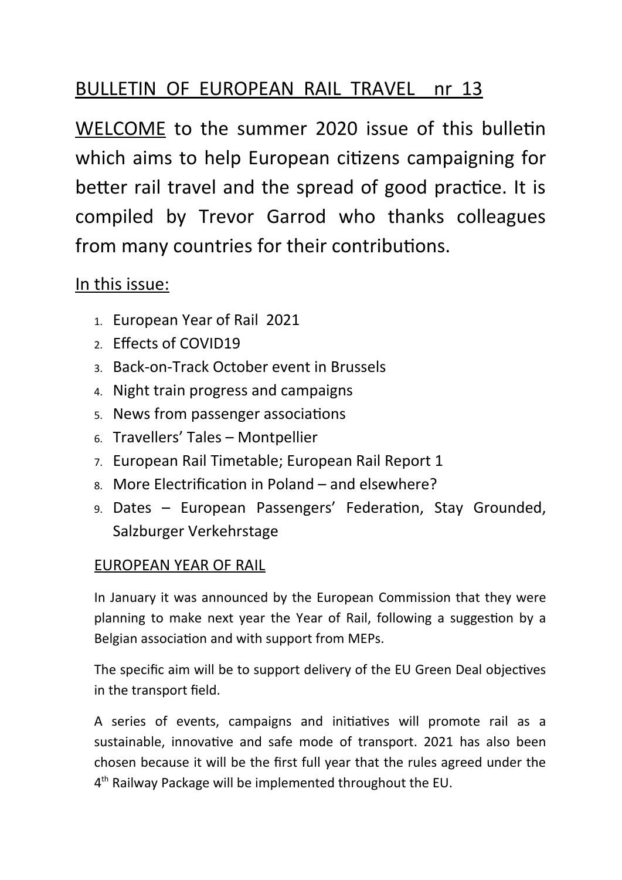# BULLETIN OF EUROPEAN RAIL TRAVEL nr 13

WELCOME to the summer 2020 issue of this bulletin which aims to help European citizens campaigning for better rail travel and the spread of good practice. It is compiled by Trevor Garrod who thanks colleagues from many countries for their contributions.

## In this issue:

1. European Year of Rail 2021
2. Effects of COVID19
3. Back-on-Track October event in Brussels
4. Night train progress and campaigns
5. News from passenger associations
6. Travellers' Tales – Montpellier
7. European Rail Timetable; European Rail Report 1
8. More Electrification in Poland – and elsewhere?
9. Dates – European Passengers' Federation, Stay Grounded, Salzburger Verkehrstage

### EUROPEAN YEAR OF RAIL

In January it was announced by the European Commission that they were planning to make next year the Year of Rail, following a suggestion by a Belgian association and with support from MEPs.

The specific aim will be to support delivery of the EU Green Deal objectives in the transport field.

A series of events, campaigns and initiatives will promote rail as a sustainable, innovative and safe mode of transport. 2021 has also been chosen because it will be the first full year that the rules agreed under the 4th Railway Package will be implemented throughout the EU.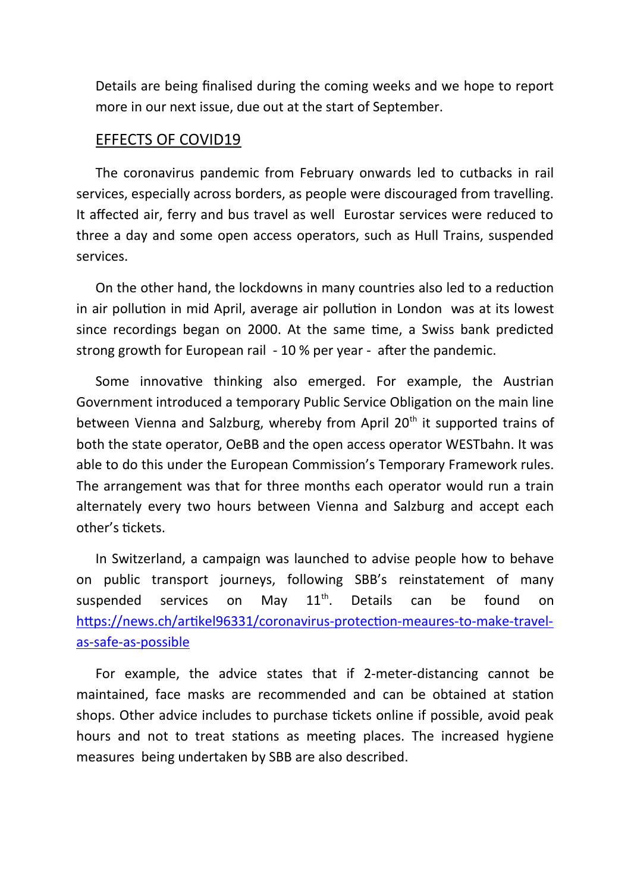Details are being finalised during the coming weeks and we hope to report more in our next issue, due out at the start of September.

## EFFECTS OF COVID19

The coronavirus pandemic from February onwards led to cutbacks in rail services, especially across borders, as people were discouraged from travelling. It affected air, ferry and bus travel as well Eurostar services were reduced to three a day and some open access operators, such as Hull Trains, suspended services.

On the other hand, the lockdowns in many countries also led to a reduction in air pollution in mid April, average air pollution in London was at its lowest since recordings began on 2000. At the same time, a Swiss bank predicted strong growth for European rail - 10 % per year - after the pandemic.

Some innovative thinking also emerged. For example, the Austrian Government introduced a temporary Public Service Obligation on the main line between Vienna and Salzburg, whereby from April 20th it supported trains of both the state operator, OeBB and the open access operator WESTbahn. It was able to do this under the European Commission's Temporary Framework rules. The arrangement was that for three months each operator would run a train alternately every two hours between Vienna and Salzburg and accept each other's tickets.

In Switzerland, a campaign was launched to advise people how to behave on public transport journeys, following SBB's reinstatement of many suspended services on May 11th. Details can be found on https://news.ch/artikel96331/coronavirus-protection-meaures-to-make-travel-as-safe-as-possible

For example, the advice states that if 2-meter-distancing cannot be maintained, face masks are recommended and can be obtained at station shops. Other advice includes to purchase tickets online if possible, avoid peak hours and not to treat stations as meeting places. The increased hygiene measures being undertaken by SBB are also described.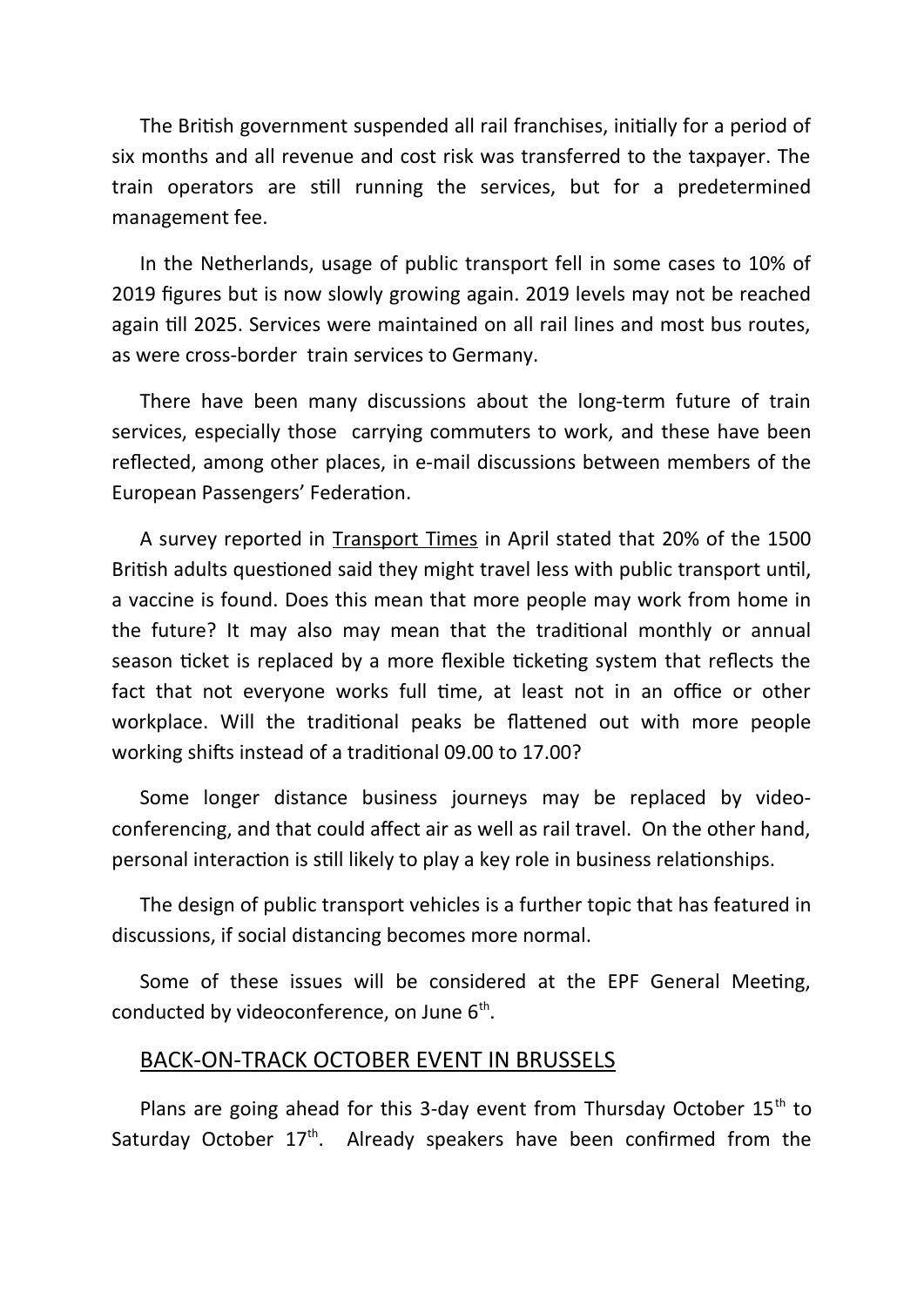The British government suspended all rail franchises, initially for a period of six months and all revenue and cost risk was transferred to the taxpayer. The train operators are still running the services, but for a predetermined management fee.

In the Netherlands, usage of public transport fell in some cases to 10% of 2019 figures but is now slowly growing again. 2019 levels may not be reached again till 2025. Services were maintained on all rail lines and most bus routes, as were cross-border train services to Germany.

There have been many discussions about the long-term future of train services, especially those carrying commuters to work, and these have been reflected, among other places, in e-mail discussions between members of the European Passengers' Federation.

A survey reported in Transport Times in April stated that 20% of the 1500 British adults questioned said they might travel less with public transport until, a vaccine is found. Does this mean that more people may work from home in the future? It may also may mean that the traditional monthly or annual season ticket is replaced by a more flexible ticketing system that reflects the fact that not everyone works full time, at least not in an office or other workplace. Will the traditional peaks be flattened out with more people working shifts instead of a traditional 09.00 to 17.00?

Some longer distance business journeys may be replaced by video-conferencing, and that could affect air as well as rail travel. On the other hand, personal interaction is still likely to play a key role in business relationships.

The design of public transport vehicles is a further topic that has featured in discussions, if social distancing becomes more normal.

Some of these issues will be considered at the EPF General Meeting, conducted by videoconference, on June 6th.

## BACK-ON-TRACK OCTOBER EVENT IN BRUSSELS

Plans are going ahead for this 3-day event from Thursday October 15th to Saturday October 17th. Already speakers have been confirmed from the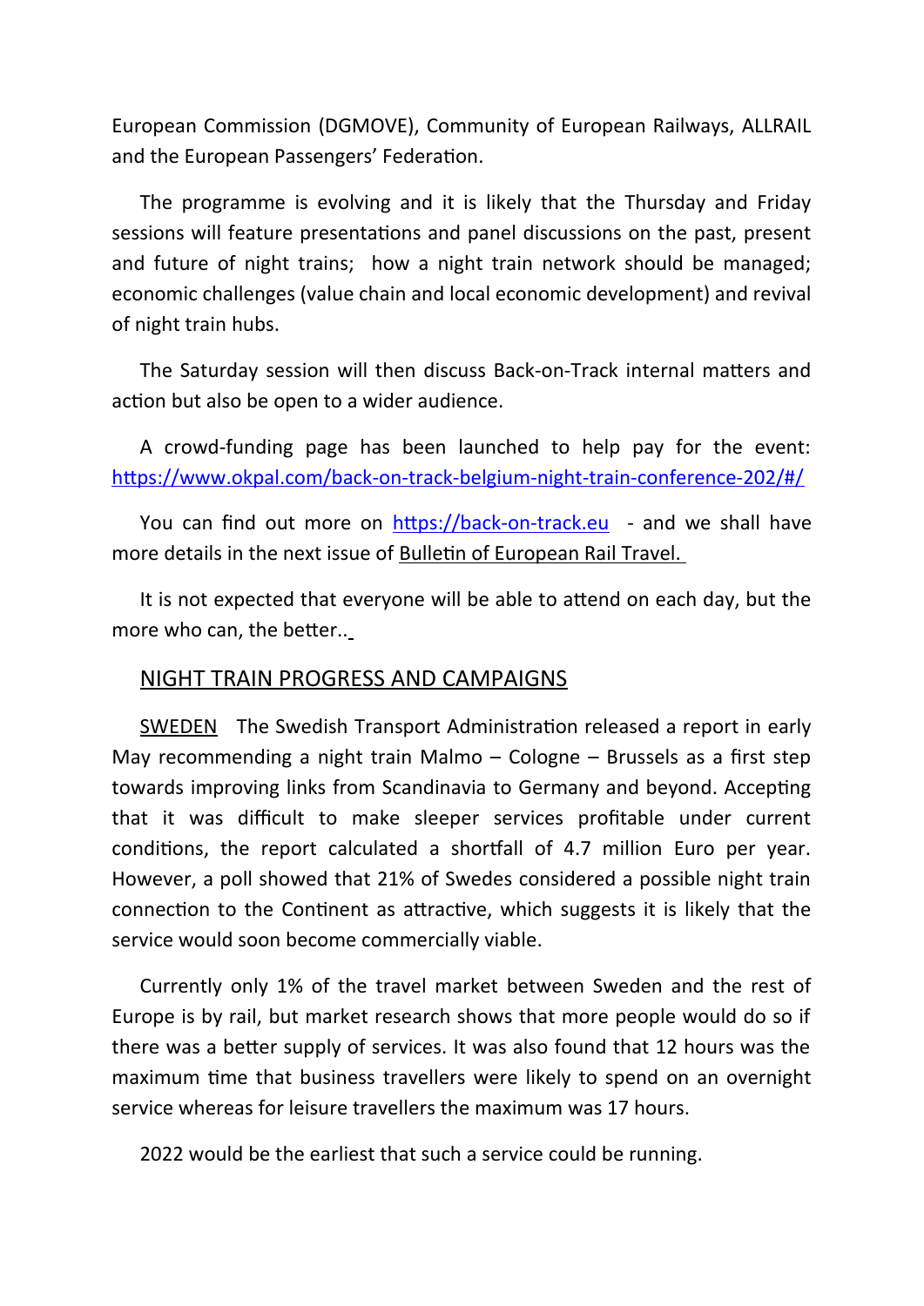European Commission (DGMOVE), Community of European Railways, ALLRAIL and the European Passengers' Federation.

The programme is evolving and it is likely that the Thursday and Friday sessions will feature presentations and panel discussions on the past, present and future of night trains; how a night train network should be managed; economic challenges (value chain and local economic development) and revival of night train hubs.

The Saturday session will then discuss Back-on-Track internal matters and action but also be open to a wider audience.

A crowd-funding page has been launched to help pay for the event: https://www.okpal.com/back-on-track-belgium-night-train-conference-202/#/

You can find out more on https://back-on-track.eu - and we shall have more details in the next issue of Bulletin of European Rail Travel.

It is not expected that everyone will be able to attend on each day, but the more who can, the better..

## NIGHT TRAIN PROGRESS AND CAMPAIGNS

SWEDEN The Swedish Transport Administration released a report in early May recommending a night train Malmo – Cologne – Brussels as a first step towards improving links from Scandinavia to Germany and beyond. Accepting that it was difficult to make sleeper services profitable under current conditions, the report calculated a shortfall of 4.7 million Euro per year. However, a poll showed that 21% of Swedes considered a possible night train connection to the Continent as attractive, which suggests it is likely that the service would soon become commercially viable.

Currently only 1% of the travel market between Sweden and the rest of Europe is by rail, but market research shows that more people would do so if there was a better supply of services. It was also found that 12 hours was the maximum time that business travellers were likely to spend on an overnight service whereas for leisure travellers the maximum was 17 hours.

2022 would be the earliest that such a service could be running.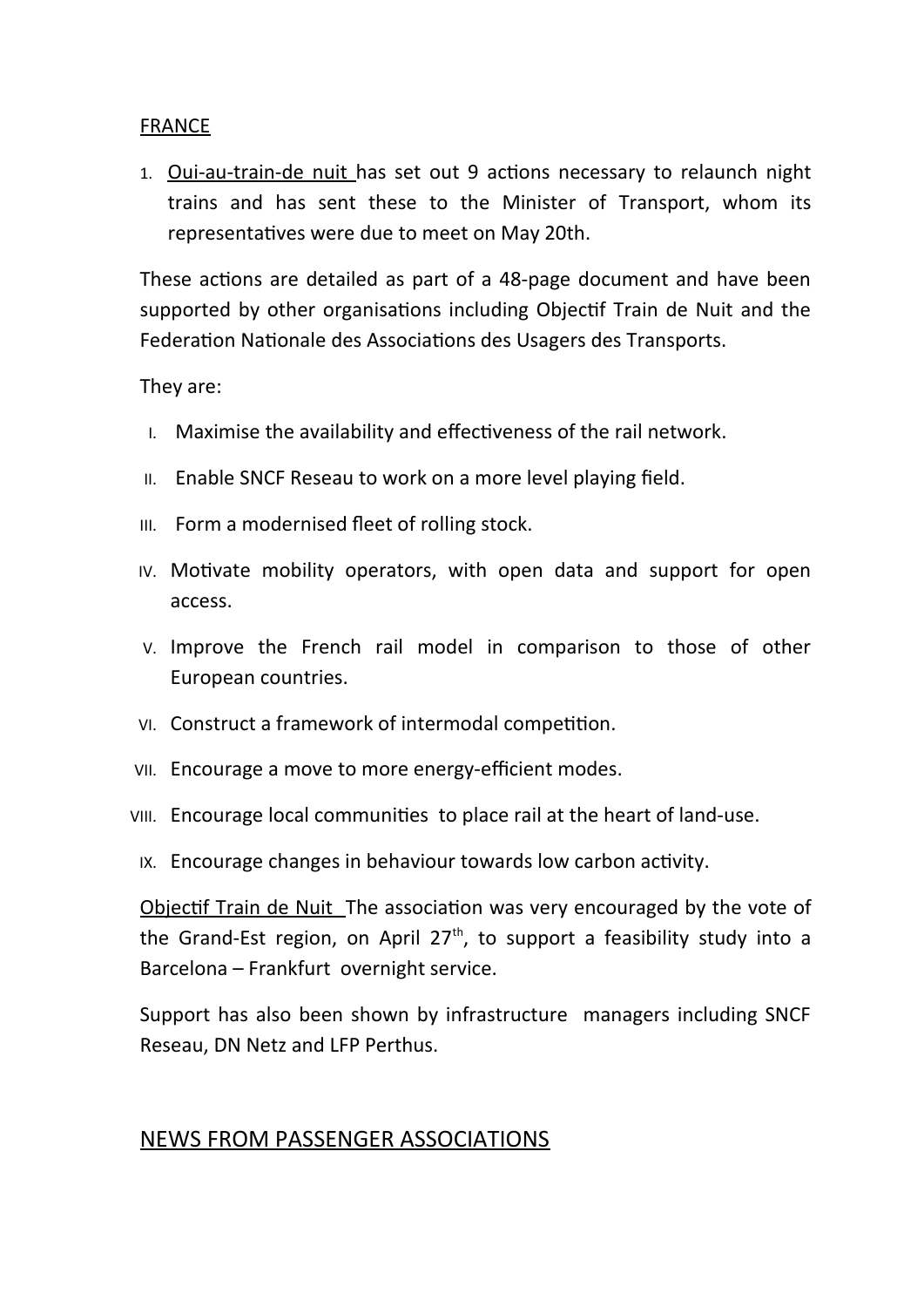FRANCE

1. Oui-au-train-de nuit has set out 9 actions necessary to relaunch night trains and has sent these to the Minister of Transport, whom its representatives were due to meet on May 20th.

These actions are detailed as part of a 48-page document and have been supported by other organisations including Objectif Train de Nuit and the Federation Nationale des Associations des Usagers des Transports.

They are:

I. Maximise the availability and effectiveness of the rail network.
II. Enable SNCF Reseau to work on a more level playing field.
III. Form a modernised fleet of rolling stock.
IV. Motivate mobility operators, with open data and support for open access.
V. Improve the French rail model in comparison to those of other European countries.
VI. Construct a framework of intermodal competition.
VII. Encourage a move to more energy-efficient modes.
VIII. Encourage local communities to place rail at the heart of land-use.
IX. Encourage changes in behaviour towards low carbon activity.

Objectif Train de Nuit The association was very encouraged by the vote of the Grand-Est region, on April 27th, to support a feasibility study into a Barcelona – Frankfurt overnight service.

Support has also been shown by infrastructure managers including SNCF Reseau, DN Netz and LFP Perthus.

## NEWS FROM PASSENGER ASSOCIATIONS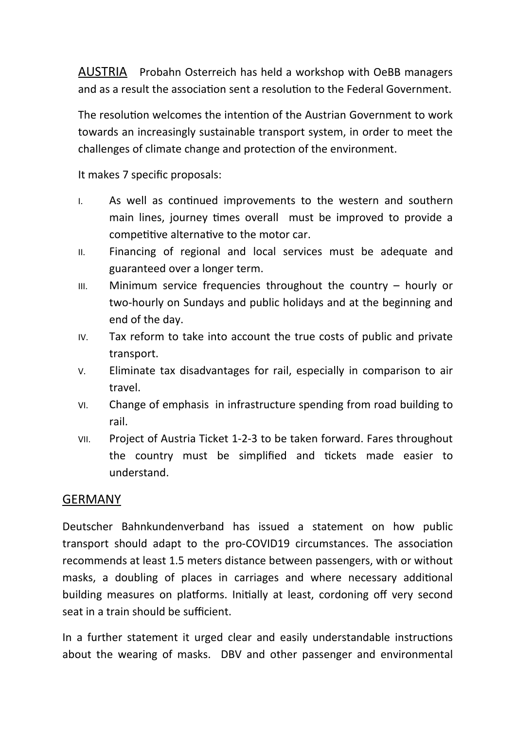## AUSTRIA

Probahn Osterreich has held a workshop with OeBB managers and as a result the association sent a resolution to the Federal Government.

The resolution welcomes the intention of the Austrian Government to work towards an increasingly sustainable transport system, in order to meet the challenges of climate change and protection of the environment.

It makes 7 specific proposals:

I. As well as continued improvements to the western and southern main lines, journey times overall must be improved to provide a competitive alternative to the motor car.
II. Financing of regional and local services must be adequate and guaranteed over a longer term.
III. Minimum service frequencies throughout the country – hourly or two-hourly on Sundays and public holidays and at the beginning and end of the day.
IV. Tax reform to take into account the true costs of public and private transport.
V. Eliminate tax disadvantages for rail, especially in comparison to air travel.
VI. Change of emphasis in infrastructure spending from road building to rail.
VII. Project of Austria Ticket 1-2-3 to be taken forward. Fares throughout the country must be simplified and tickets made easier to understand.

## GERMANY

Deutscher Bahnkundenverband has issued a statement on how public transport should adapt to the pro-COVID19 circumstances. The association recommends at least 1.5 meters distance between passengers, with or without masks, a doubling of places in carriages and where necessary additional building measures on platforms. Initially at least, cordoning off very second seat in a train should be sufficient.

In a further statement it urged clear and easily understandable instructions about the wearing of masks. DBV and other passenger and environmental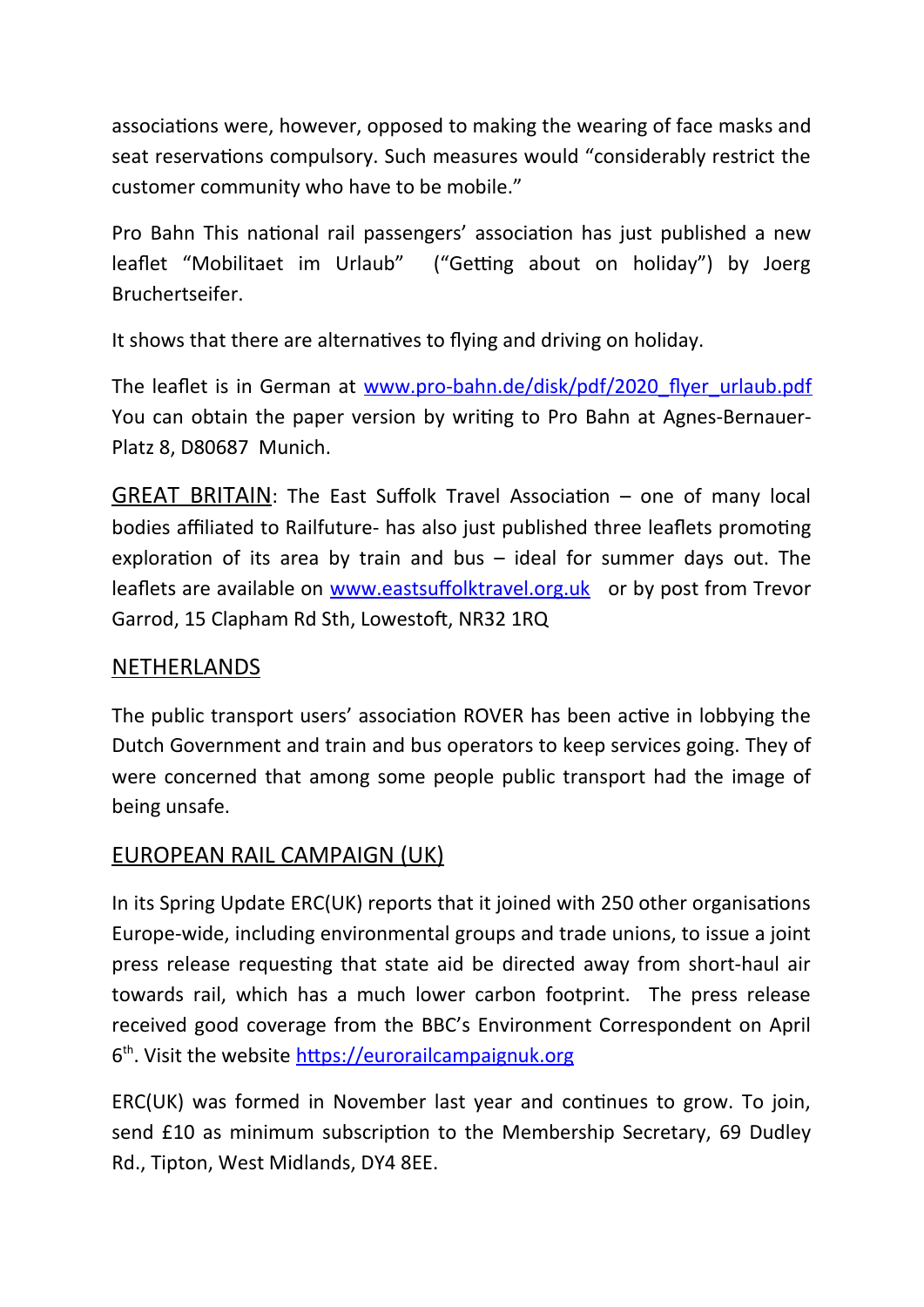associations were, however, opposed to making the wearing of face masks and seat reservations compulsory. Such measures would "considerably restrict the customer community who have to be mobile."

Pro Bahn This national rail passengers' association has just published a new leaflet "Mobilitaet im Urlaub" ("Getting about on holiday") by Joerg Bruchertseifer.

It shows that there are alternatives to flying and driving on holiday.

The leaflet is in German at [www.pro-bahn.de/disk/pdf/2020_flyer_urlaub.pdf](www.pro-bahn.de/disk/pdf/2020_flyer_urlaub.pdf) You can obtain the paper version by writing to Pro Bahn at Agnes-Bernauer-Platz 8, D80687 Munich.

GREAT BRITAIN: The East Suffolk Travel Association – one of many local bodies affiliated to Railfuture- has also just published three leaflets promoting exploration of its area by train and bus – ideal for summer days out. The leaflets are available on [www.eastsuffolktravel.org.uk](www.eastsuffolktravel.org.uk) or by post from Trevor Garrod, 15 Clapham Rd Sth, Lowestoft, NR32 1RQ

## NETHERLANDS

The public transport users' association ROVER has been active in lobbying the Dutch Government and train and bus operators to keep services going. They of were concerned that among some people public transport had the image of being unsafe.

## EUROPEAN RAIL CAMPAIGN (UK)

In its Spring Update ERC(UK) reports that it joined with 250 other organisations Europe-wide, including environmental groups and trade unions, to issue a joint press release requesting that state aid be directed away from short-haul air towards rail, which has a much lower carbon footprint. The press release received good coverage from the BBC's Environment Correspondent on April 6th. Visit the website [https://eurorailcampaignuk.org](https://eurorailcampaignuk.org)

ERC(UK) was formed in November last year and continues to grow. To join, send £10 as minimum subscription to the Membership Secretary, 69 Dudley Rd., Tipton, West Midlands, DY4 8EE.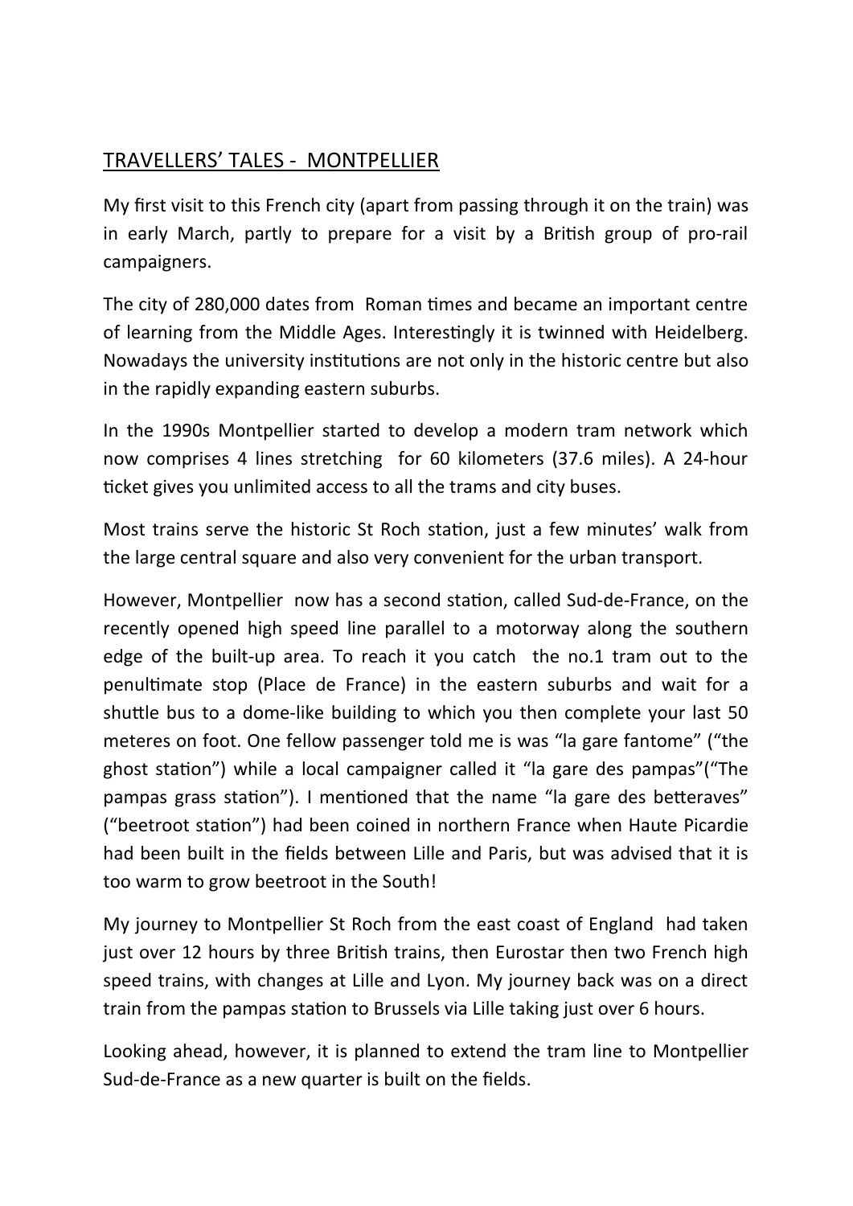## TRAVELLERS' TALES - MONTPELLIER

My first visit to this French city (apart from passing through it on the train) was in early March, partly to prepare for a visit by a British group of pro-rail campaigners.

The city of 280,000 dates from Roman times and became an important centre of learning from the Middle Ages. Interestingly it is twinned with Heidelberg. Nowadays the university institutions are not only in the historic centre but also in the rapidly expanding eastern suburbs.

In the 1990s Montpellier started to develop a modern tram network which now comprises 4 lines stretching for 60 kilometers (37.6 miles). A 24-hour ticket gives you unlimited access to all the trams and city buses.

Most trains serve the historic St Roch station, just a few minutes' walk from the large central square and also very convenient for the urban transport.

However, Montpellier now has a second station, called Sud-de-France, on the recently opened high speed line parallel to a motorway along the southern edge of the built-up area. To reach it you catch the no.1 tram out to the penultimate stop (Place de France) in the eastern suburbs and wait for a shuttle bus to a dome-like building to which you then complete your last 50 meteres on foot. One fellow passenger told me is was "la gare fantome" ("the ghost station") while a local campaigner called it "la gare des pampas"("The pampas grass station"). I mentioned that the name "la gare des betteraves" ("beetroot station") had been coined in northern France when Haute Picardie had been built in the fields between Lille and Paris, but was advised that it is too warm to grow beetroot in the South!

My journey to Montpellier St Roch from the east coast of England had taken just over 12 hours by three British trains, then Eurostar then two French high speed trains, with changes at Lille and Lyon. My journey back was on a direct train from the pampas station to Brussels via Lille taking just over 6 hours.

Looking ahead, however, it is planned to extend the tram line to Montpellier Sud-de-France as a new quarter is built on the fields.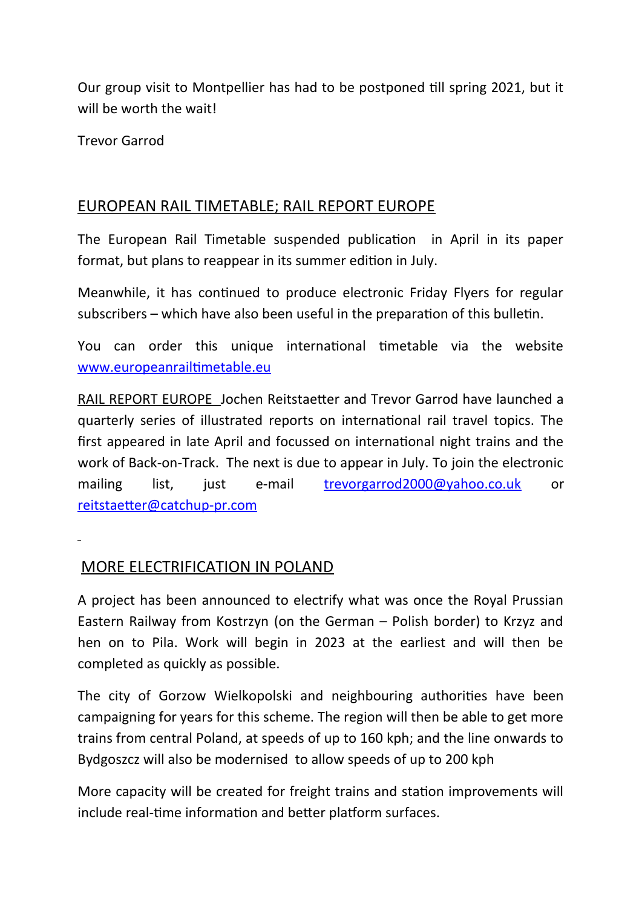Our group visit to Montpellier has had to be postponed till spring 2021, but it will be worth the wait!

Trevor Garrod

## EUROPEAN RAIL TIMETABLE; RAIL REPORT EUROPE

The European Rail Timetable suspended publication in April in its paper format, but plans to reappear in its summer edition in July.

Meanwhile, it has continued to produce electronic Friday Flyers for regular subscribers – which have also been useful in the preparation of this bulletin.

You can order this unique international timetable via the website www.europeanrailtimetable.eu

RAIL REPORT EUROPE Jochen Reitstaetter and Trevor Garrod have launched a quarterly series of illustrated reports on international rail travel topics. The first appeared in late April and focussed on international night trains and the work of Back-on-Track. The next is due to appear in July. To join the electronic mailing list, just e-mail trevorgarrod2000@yahoo.co.uk or reitstaetter@catchup-pr.com

## MORE ELECTRIFICATION IN POLAND

A project has been announced to electrify what was once the Royal Prussian Eastern Railway from Kostrzyn (on the German – Polish border) to Krzyz and hen on to Pila. Work will begin in 2023 at the earliest and will then be completed as quickly as possible.

The city of Gorzow Wielkopolski and neighbouring authorities have been campaigning for years for this scheme. The region will then be able to get more trains from central Poland, at speeds of up to 160 kph; and the line onwards to Bydgoszcz will also be modernised to allow speeds of up to 200 kph

More capacity will be created for freight trains and station improvements will include real-time information and better platform surfaces.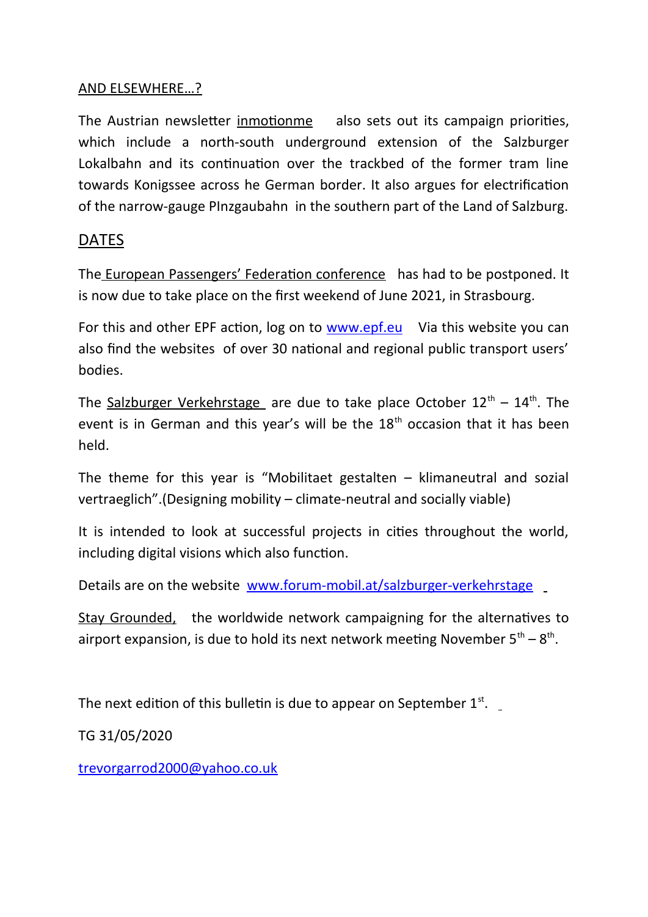AND ELSEWHERE…?

The Austrian newsletter inmotionme also sets out its campaign priorities, which include a north-south underground extension of the Salzburger Lokalbahn and its continuation over the trackbed of the former tram line towards Konigssee across he German border. It also argues for electrification of the narrow-gauge PInzgaubahn in the southern part of the Land of Salzburg.

## DATES

The European Passengers' Federation conference has had to be postponed. It is now due to take place on the first weekend of June 2021, in Strasbourg.

For this and other EPF action, log on to www.epf.eu Via this website you can also find the websites of over 30 national and regional public transport users' bodies.

The Salzburger Verkehrstage are due to take place October 12th – 14th. The event is in German and this year's will be the 18th occasion that it has been held.

The theme for this year is "Mobilitaet gestalten – klimaneutral and sozial vertraeglich".(Designing mobility – climate-neutral and socially viable)

It is intended to look at successful projects in cities throughout the world, including digital visions which also function.

Details are on the website www.forum-mobil.at/salzburger-verkehrstage

Stay Grounded, the worldwide network campaigning for the alternatives to airport expansion, is due to hold its next network meeting November 5th – 8th.

The next edition of this bulletin is due to appear on September 1st.

TG 31/05/2020

trevorgarrod2000@yahoo.co.uk